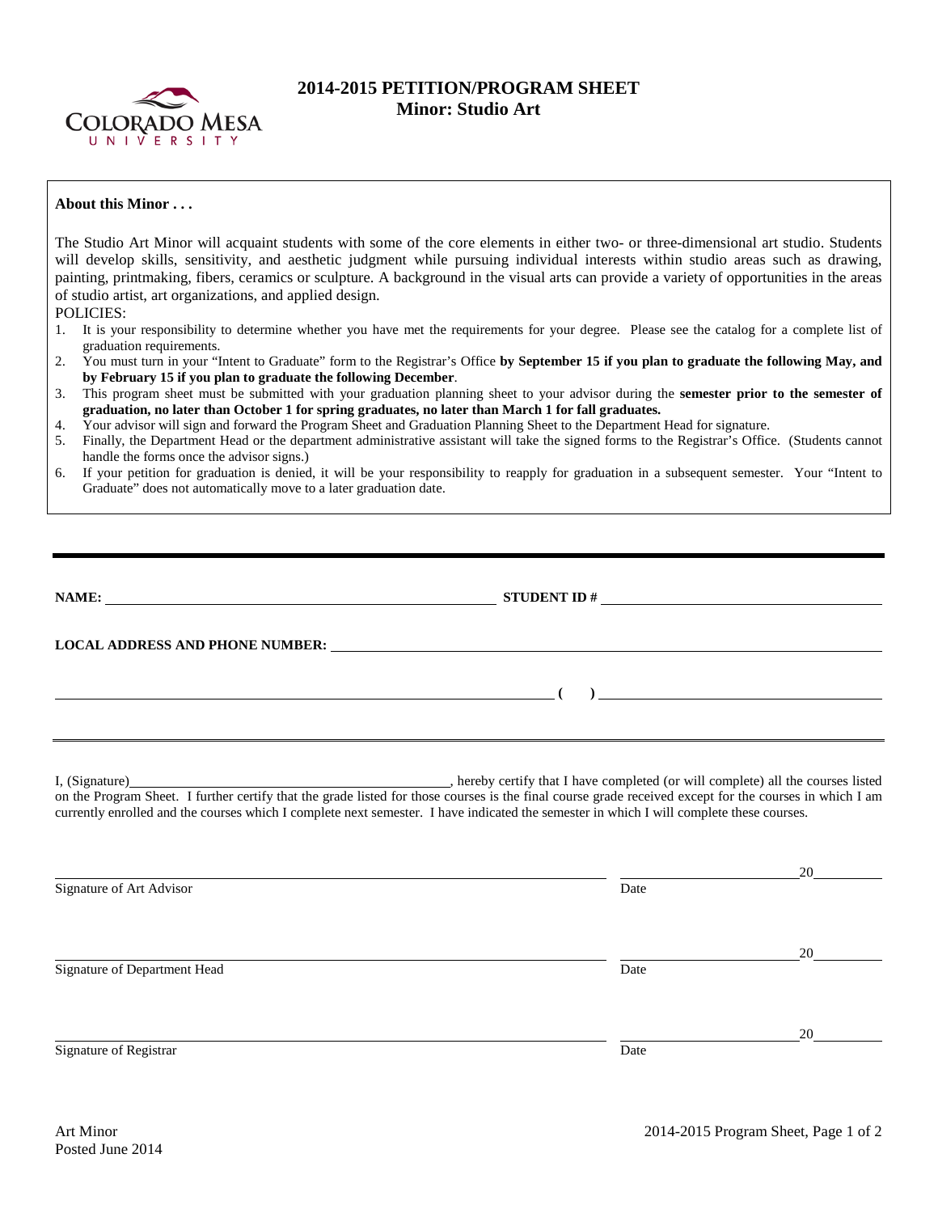# 2014-2015 PETITION/PROGRAM SHEET
## Minor: Studio Art

**About this Minor . . .**

The Studio Art Minor will acquaint students with some of the core elements in either two- or three-dimensional art studio. Students will develop skills, sensitivity, and aesthetic judgment while pursuing individual interests within studio areas such as drawing, painting, printmaking, fibers, ceramics or sculpture. A background in the visual arts can provide a variety of opportunities in the areas of studio artist, art organizations, and applied design.

POLICIES:

1. It is your responsibility to determine whether you have met the requirements for your degree. Please see the catalog for a complete list of graduation requirements.
2. You must turn in your "Intent to Graduate" form to the Registrar's Office **by September 15 if you plan to graduate the following May, and by February 15 if you plan to graduate the following December**.
3. This program sheet must be submitted with your graduation planning sheet to your advisor during the **semester prior to the semester of graduation, no later than October 1 for spring graduates, no later than March 1 for fall graduates.**
4. Your advisor will sign and forward the Program Sheet and Graduation Planning Sheet to the Department Head for signature.
5. Finally, the Department Head or the department administrative assistant will take the signed forms to the Registrar's Office. (Students cannot handle the forms once the advisor signs.)
6. If your petition for graduation is denied, it will be your responsibility to reapply for graduation in a subsequent semester. Your "Intent to Graduate" does not automatically move to a later graduation date.

---

**NAME:** ______________________________ **STUDENT ID #** ______________________________

**LOCAL ADDRESS AND PHONE NUMBER:** ______________________________

______________________________ **( )** ______________________________

---

I, (Signature)______________________________, hereby certify that I have completed (or will complete) all the courses listed on the Program Sheet. I further certify that the grade listed for those courses is the final course grade received except for the courses in which I am currently enrolled and the courses which I complete next semester. I have indicated the semester in which I will complete these courses.

______________________________ ______________________________20________
Signature of Art Advisor Date

______________________________ ______________________________20________
Signature of Department Head Date

______________________________ ______________________________20________
Signature of Registrar Date

Art Minor
Posted June 2014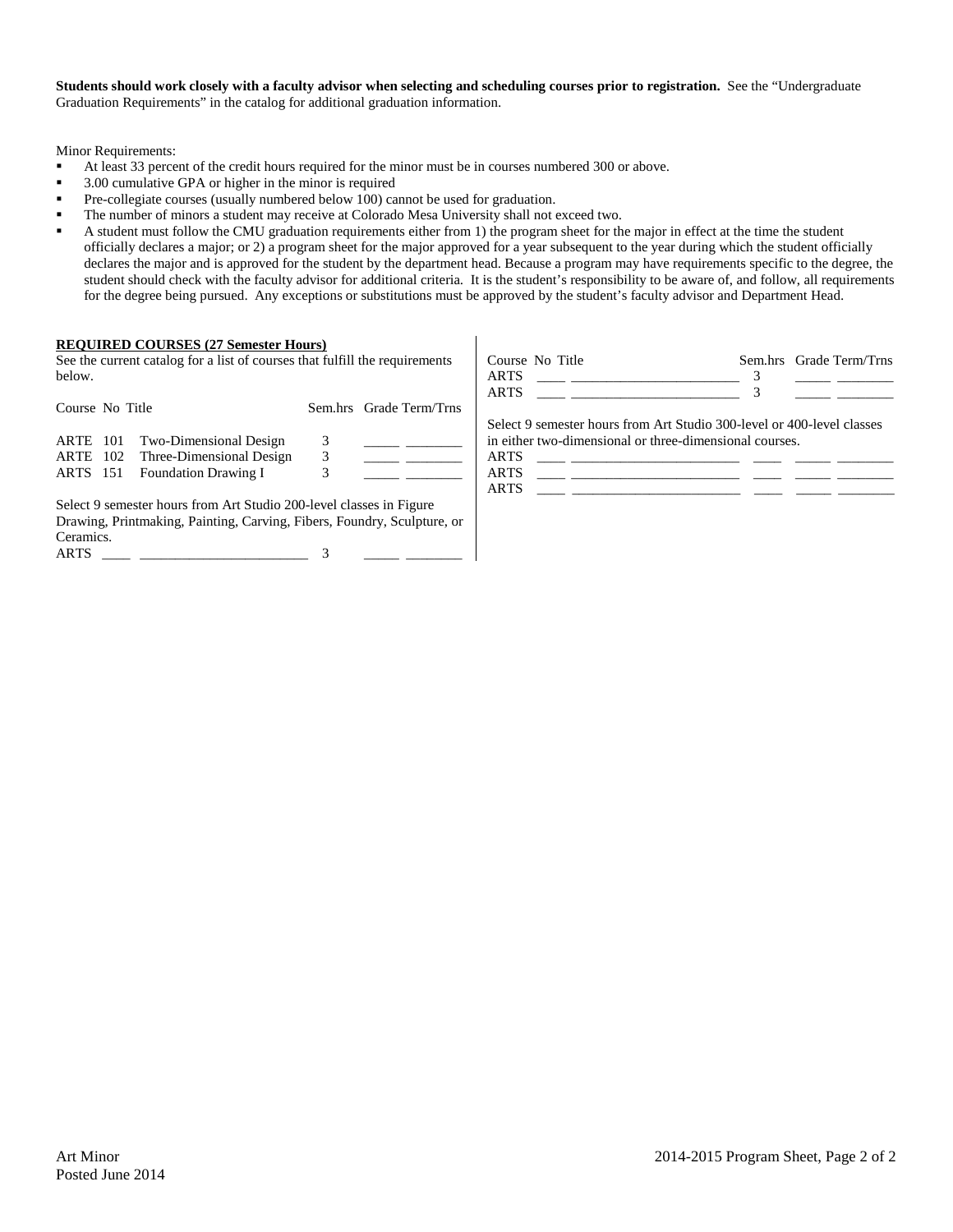**Students should work closely with a faculty advisor when selecting and scheduling courses prior to registration.** See the "Undergraduate Graduation Requirements" in the catalog for additional graduation information.

Minor Requirements:

- At least 33 percent of the credit hours required for the minor must be in courses numbered 300 or above.
- 3.00 cumulative GPA or higher in the minor is required
- Pre-collegiate courses (usually numbered below 100) cannot be used for graduation.
- The number of minors a student may receive at Colorado Mesa University shall not exceed two.
- A student must follow the CMU graduation requirements either from 1) the program sheet for the major in effect at the time the student officially declares a major; or 2) a program sheet for the major approved for a year subsequent to the year during which the student officially declares the major and is approved for the student by the department head. Because a program may have requirements specific to the degree, the student should check with the faculty advisor for additional criteria. It is the student's responsibility to be aware of, and follow, all requirements for the degree being pursued. Any exceptions or substitutions must be approved by the student's faculty advisor and Department Head.

**REQUIRED COURSES (27 Semester Hours)**

See the current catalog for a list of courses that fulfill the requirements below.

| Course | No | Title | Sem.hrs | Grade | Term/Trns |
|---|---|---|---|---|---|
| ARTE | 101 | Two-Dimensional Design | 3 | _____ | ________ |
| ARTE | 102 | Three-Dimensional Design | 3 | _____ | ________ |
| ARTS | 151 | Foundation Drawing I | 3 | _____ | ________ |

Select 9 semester hours from Art Studio 200-level classes in Figure Drawing, Printmaking, Painting, Carving, Fibers, Foundry, Sculpture, or Ceramics.

| Course | No | Title | Sem.hrs | Grade | Term/Trns |
|---|---|---|---|---|---|
| ARTS | ____ | ________________________ | 3 | _____ | ________ |
| ARTS | ____ | ________________________ | 3 | _____ | ________ |
| ARTS | ____ | ________________________ | 3 | _____ | ________ |

Select 9 semester hours from Art Studio 300-level or 400-level classes in either two-dimensional or three-dimensional courses.

| Course | No | Title | Sem.hrs | Grade | Term/Trns |
|---|---|---|---|---|---|
| ARTS | ____ | ________________________ | ____ | _____ | ________ |
| ARTS | ____ | ________________________ | ____ | _____ | ________ |
| ARTS | ____ | ________________________ | ____ | _____ | ________ |

Art Minor
Posted June 2014

2014-2015 Program Sheet